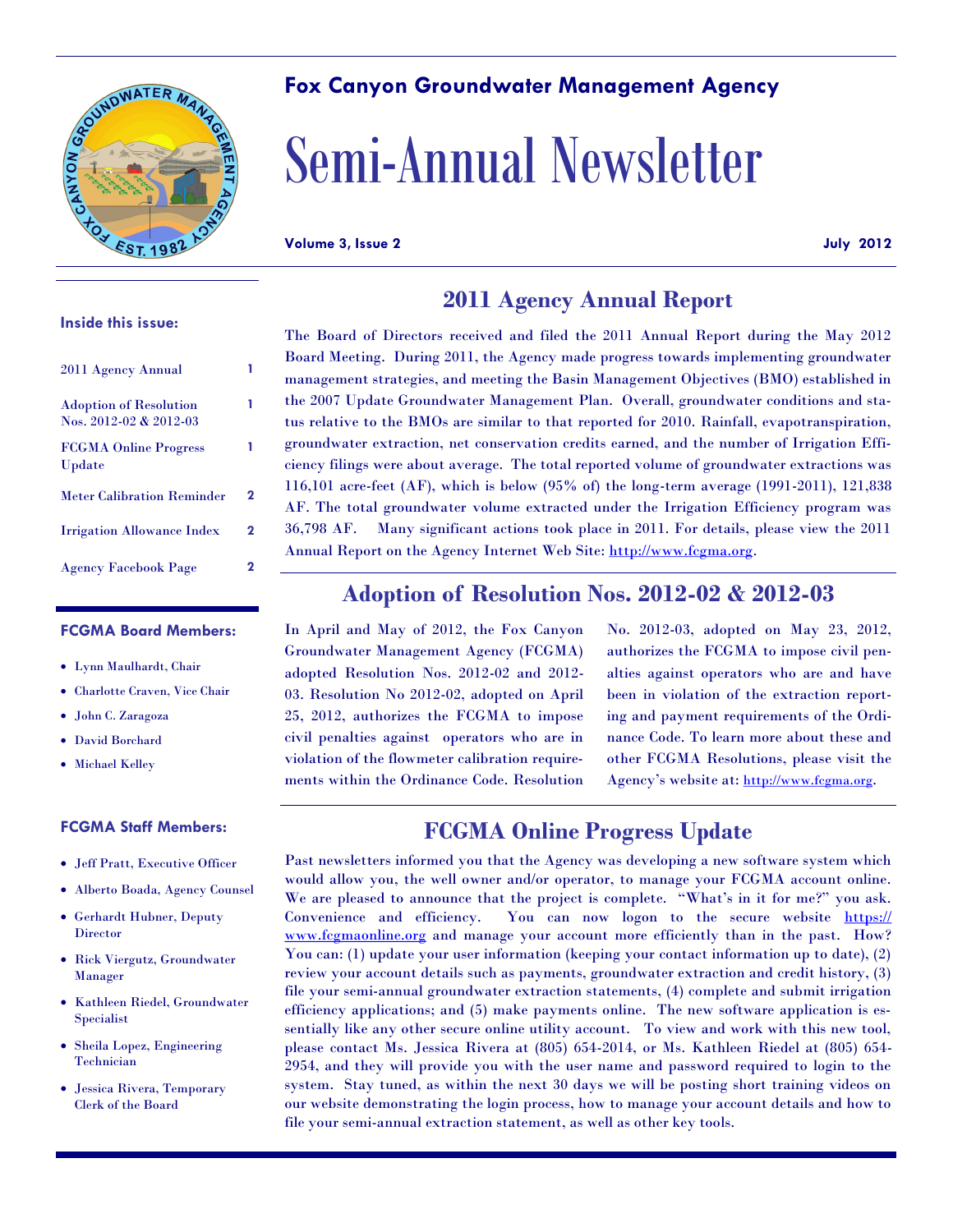## Fox Canyon Groundwater Management Agency

# Semi-Annual Newsletter

**Volume 3, Issue 2** **July 2012**

### Inside this issue:

| | |
|---|---|
| 2011 Agency Annual | 1 |
| Adoption of Resolution Nos. 2012-02 & 2012-03 | 1 |
| FCGMA Online Progress Update | 1 |
| Meter Calibration Reminder | 2 |
| Irrigation Allowance Index | 2 |
| Agency Facebook Page | 2 |

### FCGMA Board Members:

- Lynn Maulhardt, Chair
- Charlotte Craven, Vice Chair
- John C. Zaragoza
- David Borchard
- Michael Kelley

### FCGMA Staff Members:

- Jeff Pratt, Executive Officer
- Alberto Boada, Agency Counsel
- Gerhardt Hubner, Deputy Director
- Rick Viergutz, Groundwater Manager
- Kathleen Riedel, Groundwater Specialist
- Sheila Lopez, Engineering Technician
- Jessica Rivera, Temporary Clerk of the Board

## 2011 Agency Annual Report

The Board of Directors received and filed the 2011 Annual Report during the May 2012 Board Meeting. During 2011, the Agency made progress towards implementing groundwater management strategies, and meeting the Basin Management Objectives (BMO) established in the 2007 Update Groundwater Management Plan. Overall, groundwater conditions and status relative to the BMOs are similar to that reported for 2010. Rainfall, evapotranspiration, groundwater extraction, net conservation credits earned, and the number of Irrigation Efficiency filings were about average. The total reported volume of groundwater extractions was 116,101 acre-feet (AF), which is below (95% of) the long-term average (1991-2011), 121,838 AF. The total groundwater volume extracted under the Irrigation Efficiency program was 36,798 AF. Many significant actions took place in 2011. For details, please view the 2011 Annual Report on the Agency Internet Web Site: http://www.fcgma.org.

## Adoption of Resolution Nos. 2012-02 & 2012-03

In April and May of 2012, the Fox Canyon Groundwater Management Agency (FCGMA) adopted Resolution Nos. 2012-02 and 2012-03. Resolution No 2012-02, adopted on April 25, 2012, authorizes the FCGMA to impose civil penalties against operators who are in violation of the flowmeter calibration requirements within the Ordinance Code. Resolution No. 2012-03, adopted on May 23, 2012, authorizes the FCGMA to impose civil penalties against operators who are and have been in violation of the extraction reporting and payment requirements of the Ordinance Code. To learn more about these and other FCGMA Resolutions, please visit the Agency's website at: http://www.fcgma.org.

## FCGMA Online Progress Update

Past newsletters informed you that the Agency was developing a new software system which would allow you, the well owner and/or operator, to manage your FCGMA account online. We are pleased to announce that the project is complete. "What's in it for me?" you ask. Convenience and efficiency. You can now logon to the secure website https://www.fcgmaonline.org and manage your account more efficiently than in the past. How? You can: (1) update your user information (keeping your contact information up to date), (2) review your account details such as payments, groundwater extraction and credit history, (3) file your semi-annual groundwater extraction statements, (4) complete and submit irrigation efficiency applications; and (5) make payments online. The new software application is essentially like any other secure online utility account. To view and work with this new tool, please contact Ms. Jessica Rivera at (805) 654-2014, or Ms. Kathleen Riedel at (805) 654-2954, and they will provide you with the user name and password required to login to the system. Stay tuned, as within the next 30 days we will be posting short training videos on our website demonstrating the login process, how to manage your account details and how to file your semi-annual extraction statement, as well as other key tools.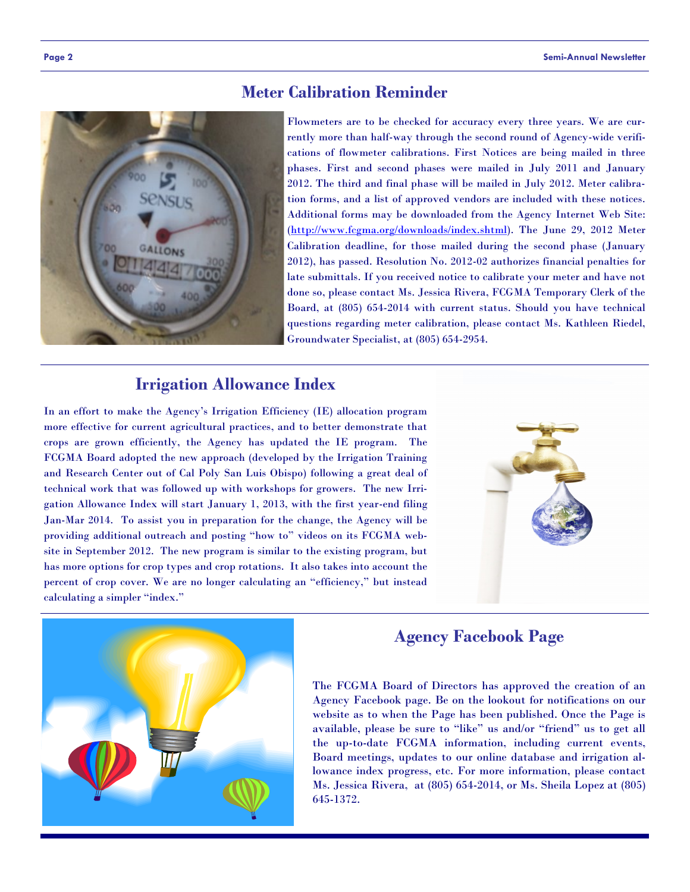## Meter Calibration Reminder

Flowmeters are to be checked for accuracy every three years. We are currently more than half-way through the second round of Agency-wide verifications of flowmeter calibrations. First Notices are being mailed in three phases. First and second phases were mailed in July 2011 and January 2012. The third and final phase will be mailed in July 2012. Meter calibration forms, and a list of approved vendors are included with these notices. Additional forms may be downloaded from the Agency Internet Web Site: (http://www.fcgma.org/downloads/index.shtml). The June 29, 2012 Meter Calibration deadline, for those mailed during the second phase (January 2012), has passed. Resolution No. 2012-02 authorizes financial penalties for late submittals. If you received notice to calibrate your meter and have not done so, please contact Ms. Jessica Rivera, FCGMA Temporary Clerk of the Board, at (805) 654-2014 with current status. Should you have technical questions regarding meter calibration, please contact Ms. Kathleen Riedel, Groundwater Specialist, at (805) 654-2954.

## Irrigation Allowance Index

In an effort to make the Agency's Irrigation Efficiency (IE) allocation program more effective for current agricultural practices, and to better demonstrate that crops are grown efficiently, the Agency has updated the IE program. The FCGMA Board adopted the new approach (developed by the Irrigation Training and Research Center out of Cal Poly San Luis Obispo) following a great deal of technical work that was followed up with workshops for growers. The new Irrigation Allowance Index will start January 1, 2013, with the first year-end filing Jan-Mar 2014. To assist you in preparation for the change, the Agency will be providing additional outreach and posting "how to" videos on its FCGMA website in September 2012. The new program is similar to the existing program, but has more options for crop types and crop rotations. It also takes into account the percent of crop cover. We are no longer calculating an "efficiency," but instead calculating a simpler "index."

## Agency Facebook Page

The FCGMA Board of Directors has approved the creation of an Agency Facebook page. Be on the lookout for notifications on our website as to when the Page has been published. Once the Page is available, please be sure to "like" us and/or "friend" us to get all the up-to-date FCGMA information, including current events, Board meetings, updates to our online database and irrigation allowance index progress, etc. For more information, please contact Ms. Jessica Rivera, at (805) 654-2014, or Ms. Sheila Lopez at (805) 645-1372.